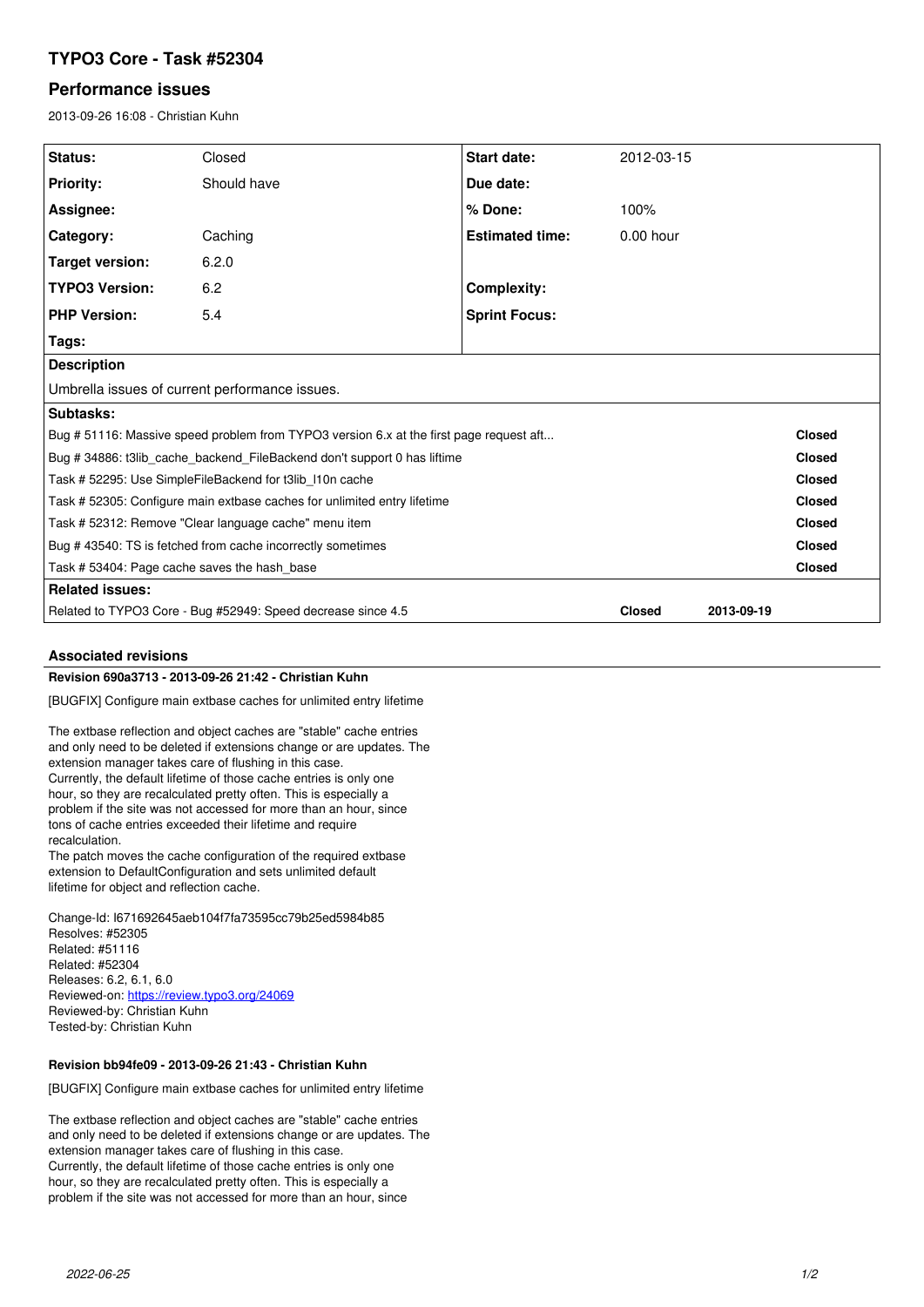# TYPO3 Core - Task #52304

## Performance issues

2013-09-26 16:08 - Christian Kuhn

| | | | |
|---|---|---|---|
| **Status:** | Closed | **Start date:** | 2012-03-15 |
| **Priority:** | Should have | **Due date:** | |
| **Assignee:** | | **% Done:** | 100% |
| **Category:** | Caching | **Estimated time:** | 0.00 hour |
| **Target version:** | 6.2.0 | | |
| **TYPO3 Version:** | 6.2 | **Complexity:** | |
| **PHP Version:** | 5.4 | **Sprint Focus:** | |
| **Tags:** | | | |

**Description**

Umbrella issues of current performance issues.

**Subtasks:**

| | |
|---|---|
| Bug # 51116: Massive speed problem from TYPO3 version 6.x at the first page request aft... | **Closed** |
| Bug # 34886: t3lib_cache_backend_FileBackend don't support 0 has liftime | **Closed** |
| Task # 52295: Use SimpleFileBackend for t3lib_l10n cache | **Closed** |
| Task # 52305: Configure main extbase caches for unlimited entry lifetime | **Closed** |
| Task # 52312: Remove "Clear language cache" menu item | **Closed** |
| Bug # 43540: TS is fetched from cache incorrectly sometimes | **Closed** |
| Task # 53404: Page cache saves the hash_base | **Closed** |

**Related issues:**

| | | |
|---|---|---|
| Related to TYPO3 Core - Bug #52949: Speed decrease since 4.5 | **Closed** | **2013-09-19** |

### Associated revisions

**Revision 690a3713 - 2013-09-26 21:42 - Christian Kuhn**

[BUGFIX] Configure main extbase caches for unlimited entry lifetime

The extbase reflection and object caches are "stable" cache entries
and only need to be deleted if extensions change or are updates. The
extension manager takes care of flushing in this case.
Currently, the default lifetime of those cache entries is only one
hour, so they are recalculated pretty often. This is especially a
problem if the site was not accessed for more than an hour, since
tons of cache entries exceeded their lifetime and require
recalculation.
The patch moves the cache configuration of the required extbase
extension to DefaultConfiguration and sets unlimited default
lifetime for object and reflection cache.

Change-Id: I671692645aeb104f7fa73595cc79b25ed5984b85
Resolves: #52305
Related: #51116
Related: #52304
Releases: 6.2, 6.1, 6.0
Reviewed-on: https://review.typo3.org/24069
Reviewed-by: Christian Kuhn
Tested-by: Christian Kuhn

**Revision bb94fe09 - 2013-09-26 21:43 - Christian Kuhn**

[BUGFIX] Configure main extbase caches for unlimited entry lifetime

The extbase reflection and object caches are "stable" cache entries
and only need to be deleted if extensions change or are updates. The
extension manager takes care of flushing in this case.
Currently, the default lifetime of those cache entries is only one
hour, so they are recalculated pretty often. This is especially a
problem if the site was not accessed for more than an hour, since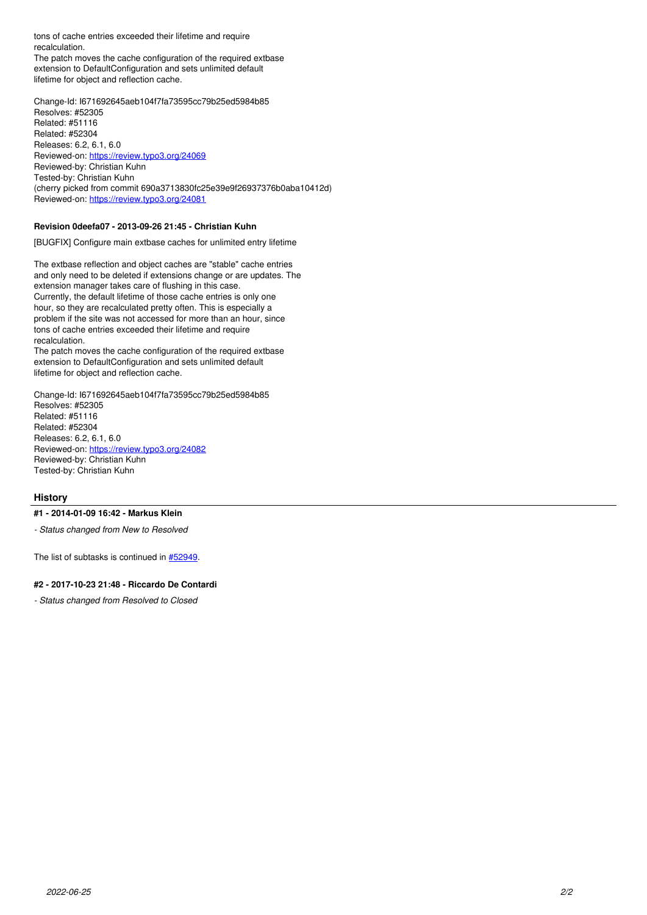tons of cache entries exceeded their lifetime and require recalculation.
The patch moves the cache configuration of the required extbase extension to DefaultConfiguration and sets unlimited default lifetime for object and reflection cache.

Change-Id: I671692645aeb104f7fa73595cc79b25ed5984b85
Resolves: #52305
Related: #51116
Related: #52304
Releases: 6.2, 6.1, 6.0
Reviewed-on: https://review.typo3.org/24069
Reviewed-by: Christian Kuhn
Tested-by: Christian Kuhn
(cherry picked from commit 690a3713830fc25e39e9f26937376b0aba10412d)
Reviewed-on: https://review.typo3.org/24081

#### Revision 0deefa07 - 2013-09-26 21:45 - Christian Kuhn

[BUGFIX] Configure main extbase caches for unlimited entry lifetime

The extbase reflection and object caches are "stable" cache entries and only need to be deleted if extensions change or are updates. The extension manager takes care of flushing in this case.
Currently, the default lifetime of those cache entries is only one hour, so they are recalculated pretty often. This is especially a problem if the site was not accessed for more than an hour, since tons of cache entries exceeded their lifetime and require recalculation.
The patch moves the cache configuration of the required extbase extension to DefaultConfiguration and sets unlimited default lifetime for object and reflection cache.

Change-Id: I671692645aeb104f7fa73595cc79b25ed5984b85
Resolves: #52305
Related: #51116
Related: #52304
Releases: 6.2, 6.1, 6.0
Reviewed-on: https://review.typo3.org/24082
Reviewed-by: Christian Kuhn
Tested-by: Christian Kuhn

## History

#### #1 - 2014-01-09 16:42 - Markus Klein

*- Status changed from New to Resolved*

The list of subtasks is continued in #52949.

#### #2 - 2017-10-23 21:48 - Riccardo De Contardi

*- Status changed from Resolved to Closed*